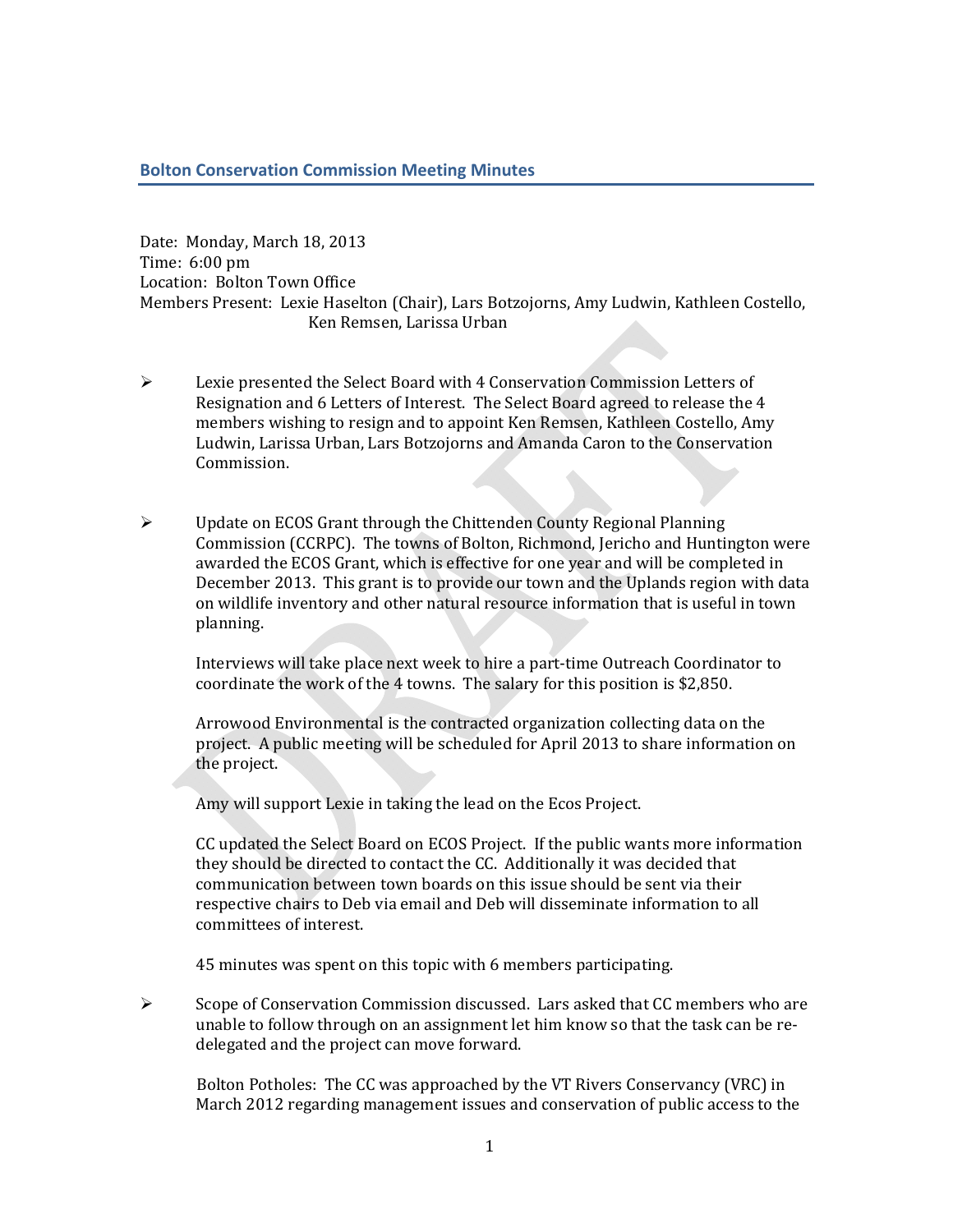## Bolton Conservation Commission Meeting Minutes

Date: Monday, March 18, 2013
Time: 6:00 pm
Location: Bolton Town Office
Members Present: Lexie Haselton (Chair), Lars Botzojorns, Amy Ludwin, Kathleen Costello, Ken Remsen, Larissa Urban

- Lexie presented the Select Board with 4 Conservation Commission Letters of Resignation and 6 Letters of Interest. The Select Board agreed to release the 4 members wishing to resign and to appoint Ken Remsen, Kathleen Costello, Amy Ludwin, Larissa Urban, Lars Botzojorns and Amanda Caron to the Conservation Commission.

- Update on ECOS Grant through the Chittenden County Regional Planning Commission (CCRPC). The towns of Bolton, Richmond, Jericho and Huntington were awarded the ECOS Grant, which is effective for one year and will be completed in December 2013. This grant is to provide our town and the Uplands region with data on wildlife inventory and other natural resource information that is useful in town planning.

  Interviews will take place next week to hire a part-time Outreach Coordinator to coordinate the work of the 4 towns. The salary for this position is $2,850.

  Arrowood Environmental is the contracted organization collecting data on the project. A public meeting will be scheduled for April 2013 to share information on the project.

  Amy will support Lexie in taking the lead on the Ecos Project.

  CC updated the Select Board on ECOS Project. If the public wants more information they should be directed to contact the CC. Additionally it was decided that communication between town boards on this issue should be sent via their respective chairs to Deb via email and Deb will disseminate information to all committees of interest.

  45 minutes was spent on this topic with 6 members participating.

- Scope of Conservation Commission discussed. Lars asked that CC members who are unable to follow through on an assignment let him know so that the task can be re-delegated and the project can move forward.

  Bolton Potholes: The CC was approached by the VT Rivers Conservancy (VRC) in March 2012 regarding management issues and conservation of public access to the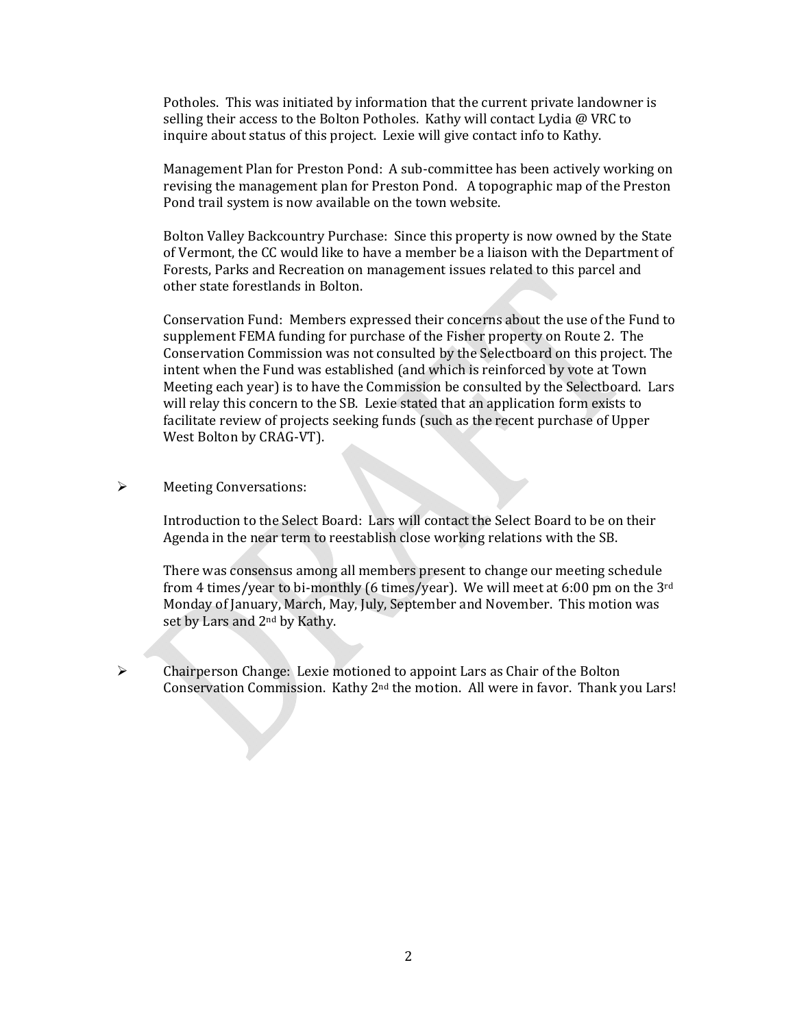Potholes. This was initiated by information that the current private landowner is selling their access to the Bolton Potholes. Kathy will contact Lydia @ VRC to inquire about status of this project. Lexie will give contact info to Kathy.

Management Plan for Preston Pond: A sub-committee has been actively working on revising the management plan for Preston Pond. A topographic map of the Preston Pond trail system is now available on the town website.

Bolton Valley Backcountry Purchase: Since this property is now owned by the State of Vermont, the CC would like to have a member be a liaison with the Department of Forests, Parks and Recreation on management issues related to this parcel and other state forestlands in Bolton.

Conservation Fund: Members expressed their concerns about the use of the Fund to supplement FEMA funding for purchase of the Fisher property on Route 2. The Conservation Commission was not consulted by the Selectboard on this project. The intent when the Fund was established (and which is reinforced by vote at Town Meeting each year) is to have the Commission be consulted by the Selectboard. Lars will relay this concern to the SB. Lexie stated that an application form exists to facilitate review of projects seeking funds (such as the recent purchase of Upper West Bolton by CRAG-VT).

- Meeting Conversations:

  Introduction to the Select Board: Lars will contact the Select Board to be on their Agenda in the near term to reestablish close working relations with the SB.

  There was consensus among all members present to change our meeting schedule from 4 times/year to bi-monthly (6 times/year). We will meet at 6:00 pm on the 3rd Monday of January, March, May, July, September and November. This motion was set by Lars and 2nd by Kathy.

- Chairperson Change: Lexie motioned to appoint Lars as Chair of the Bolton Conservation Commission. Kathy 2nd the motion. All were in favor. Thank you Lars!